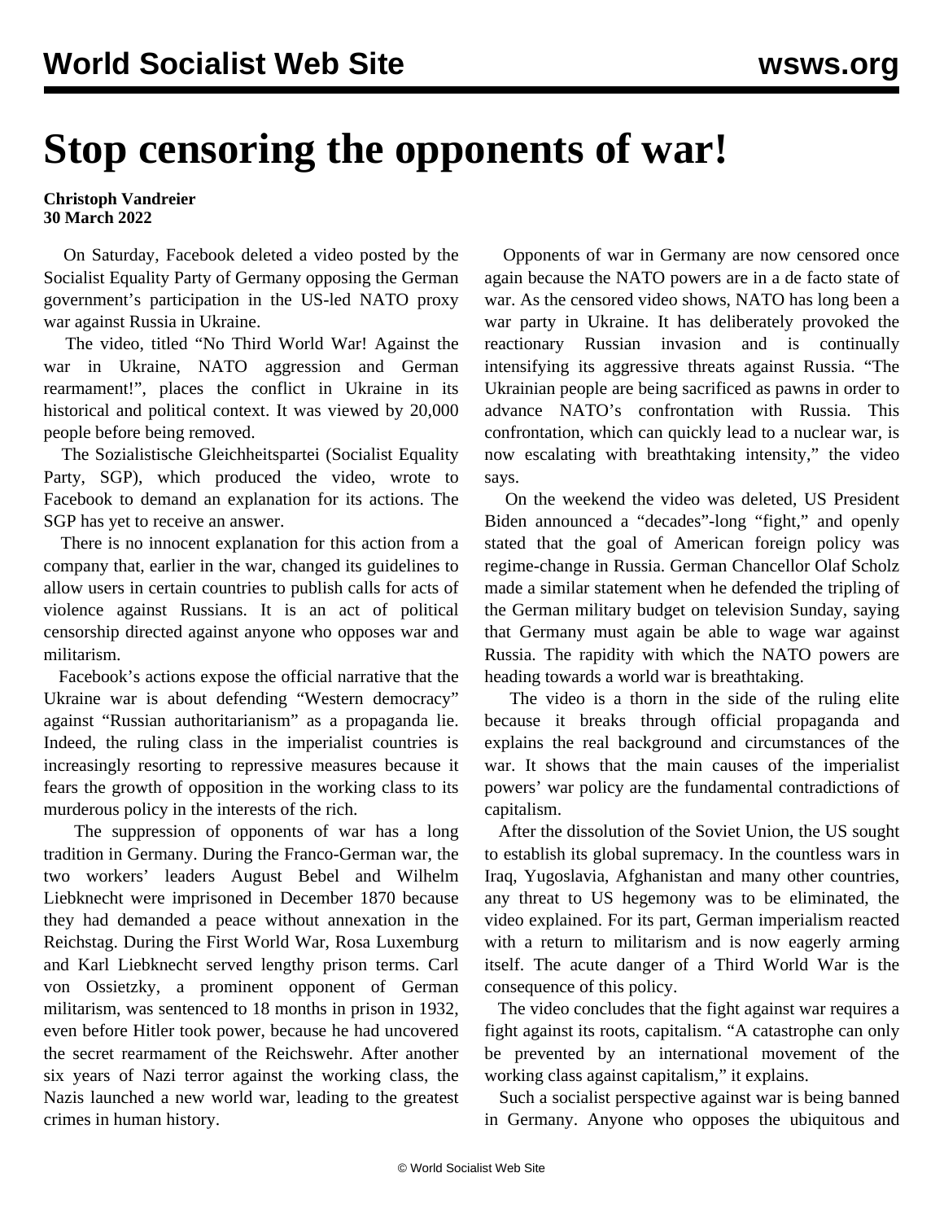# Stop censoring the opponents of war!

**Christoph Vandreier**
**30 March 2022**

On Saturday, Facebook deleted a video posted by the Socialist Equality Party of Germany opposing the German government's participation in the US-led NATO proxy war against Russia in Ukraine.

The video, titled "No Third World War! Against the war in Ukraine, NATO aggression and German rearmament!", places the conflict in Ukraine in its historical and political context. It was viewed by 20,000 people before being removed.

The Sozialistische Gleichheitspartei (Socialist Equality Party, SGP), which produced the video, wrote to Facebook to demand an explanation for its actions. The SGP has yet to receive an answer.

There is no innocent explanation for this action from a company that, earlier in the war, changed its guidelines to allow users in certain countries to publish calls for acts of violence against Russians. It is an act of political censorship directed against anyone who opposes war and militarism.

Facebook's actions expose the official narrative that the Ukraine war is about defending "Western democracy" against "Russian authoritarianism" as a propaganda lie. Indeed, the ruling class in the imperialist countries is increasingly resorting to repressive measures because it fears the growth of opposition in the working class to its murderous policy in the interests of the rich.

The suppression of opponents of war has a long tradition in Germany. During the Franco-German war, the two workers' leaders August Bebel and Wilhelm Liebknecht were imprisoned in December 1870 because they had demanded a peace without annexation in the Reichstag. During the First World War, Rosa Luxemburg and Karl Liebknecht served lengthy prison terms. Carl von Ossietzky, a prominent opponent of German militarism, was sentenced to 18 months in prison in 1932, even before Hitler took power, because he had uncovered the secret rearmament of the Reichswehr. After another six years of Nazi terror against the working class, the Nazis launched a new world war, leading to the greatest crimes in human history.

Opponents of war in Germany are now censored once again because the NATO powers are in a de facto state of war. As the censored video shows, NATO has long been a war party in Ukraine. It has deliberately provoked the reactionary Russian invasion and is continually intensifying its aggressive threats against Russia. "The Ukrainian people are being sacrificed as pawns in order to advance NATO's confrontation with Russia. This confrontation, which can quickly lead to a nuclear war, is now escalating with breathtaking intensity," the video says.

On the weekend the video was deleted, US President Biden announced a "decades"-long "fight," and openly stated that the goal of American foreign policy was regime-change in Russia. German Chancellor Olaf Scholz made a similar statement when he defended the tripling of the German military budget on television Sunday, saying that Germany must again be able to wage war against Russia. The rapidity with which the NATO powers are heading towards a world war is breathtaking.

The video is a thorn in the side of the ruling elite because it breaks through official propaganda and explains the real background and circumstances of the war. It shows that the main causes of the imperialist powers' war policy are the fundamental contradictions of capitalism.

After the dissolution of the Soviet Union, the US sought to establish its global supremacy. In the countless wars in Iraq, Yugoslavia, Afghanistan and many other countries, any threat to US hegemony was to be eliminated, the video explained. For its part, German imperialism reacted with a return to militarism and is now eagerly arming itself. The acute danger of a Third World War is the consequence of this policy.

The video concludes that the fight against war requires a fight against its roots, capitalism. "A catastrophe can only be prevented by an international movement of the working class against capitalism," it explains.

Such a socialist perspective against war is being banned in Germany. Anyone who opposes the ubiquitous and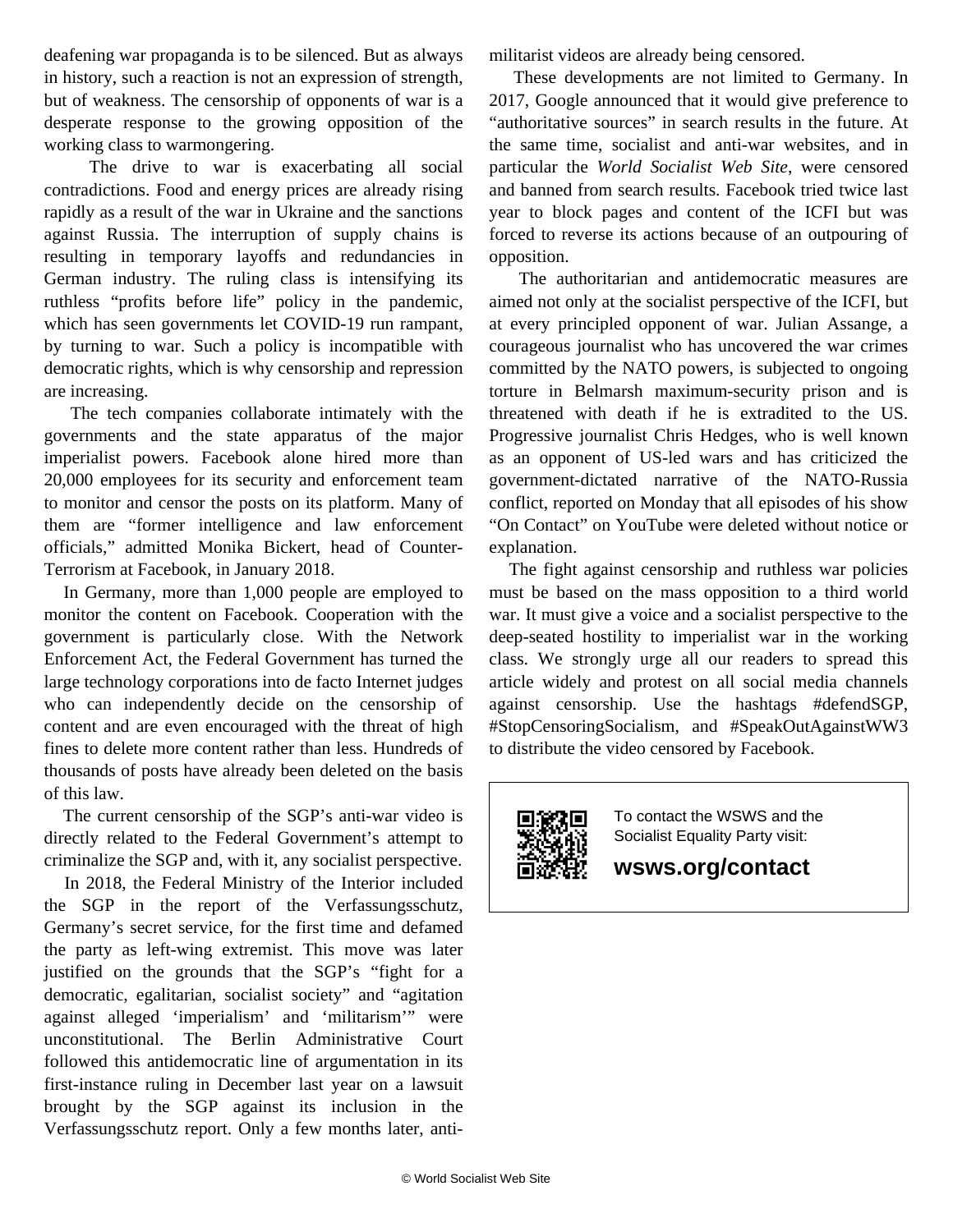deafening war propaganda is to be silenced. But as always in history, such a reaction is not an expression of strength, but of weakness. The censorship of opponents of war is a desperate response to the growing opposition of the working class to warmongering.

The drive to war is exacerbating all social contradictions. Food and energy prices are already rising rapidly as a result of the war in Ukraine and the sanctions against Russia. The interruption of supply chains is resulting in temporary layoffs and redundancies in German industry. The ruling class is intensifying its ruthless "profits before life" policy in the pandemic, which has seen governments let COVID-19 run rampant, by turning to war. Such a policy is incompatible with democratic rights, which is why censorship and repression are increasing.

The tech companies collaborate intimately with the governments and the state apparatus of the major imperialist powers. Facebook alone hired more than 20,000 employees for its security and enforcement team to monitor and censor the posts on its platform. Many of them are "former intelligence and law enforcement officials," admitted Monika Bickert, head of Counter-Terrorism at Facebook, in January 2018.

In Germany, more than 1,000 people are employed to monitor the content on Facebook. Cooperation with the government is particularly close. With the Network Enforcement Act, the Federal Government has turned the large technology corporations into de facto Internet judges who can independently decide on the censorship of content and are even encouraged with the threat of high fines to delete more content rather than less. Hundreds of thousands of posts have already been deleted on the basis of this law.

The current censorship of the SGP's anti-war video is directly related to the Federal Government's attempt to criminalize the SGP and, with it, any socialist perspective.

In 2018, the Federal Ministry of the Interior included the SGP in the report of the Verfassungsschutz, Germany's secret service, for the first time and defamed the party as left-wing extremist. This move was later justified on the grounds that the SGP's "fight for a democratic, egalitarian, socialist society" and "agitation against alleged 'imperialism' and 'militarism'" were unconstitutional. The Berlin Administrative Court followed this antidemocratic line of argumentation in its first-instance ruling in December last year on a lawsuit brought by the SGP against its inclusion in the Verfassungsschutz report. Only a few months later, anti-militarist videos are already being censored.

These developments are not limited to Germany. In 2017, Google announced that it would give preference to "authoritative sources" in search results in the future. At the same time, socialist and anti-war websites, and in particular the *World Socialist Web Site*, were censored and banned from search results. Facebook tried twice last year to block pages and content of the ICFI but was forced to reverse its actions because of an outpouring of opposition.

The authoritarian and antidemocratic measures are aimed not only at the socialist perspective of the ICFI, but at every principled opponent of war. Julian Assange, a courageous journalist who has uncovered the war crimes committed by the NATO powers, is subjected to ongoing torture in Belmarsh maximum-security prison and is threatened with death if he is extradited to the US. Progressive journalist Chris Hedges, who is well known as an opponent of US-led wars and has criticized the government-dictated narrative of the NATO-Russia conflict, reported on Monday that all episodes of his show "On Contact" on YouTube were deleted without notice or explanation.

The fight against censorship and ruthless war policies must be based on the mass opposition to a third world war. It must give a voice and a socialist perspective to the deep-seated hostility to imperialist war in the working class. We strongly urge all our readers to spread this article widely and protest on all social media channels against censorship. Use the hashtags #defendSGP, #StopCensoringSocialism, and #SpeakOutAgainstWW3 to distribute the video censored by Facebook.

To contact the WSWS and the Socialist Equality Party visit:

**wsws.org/contact**